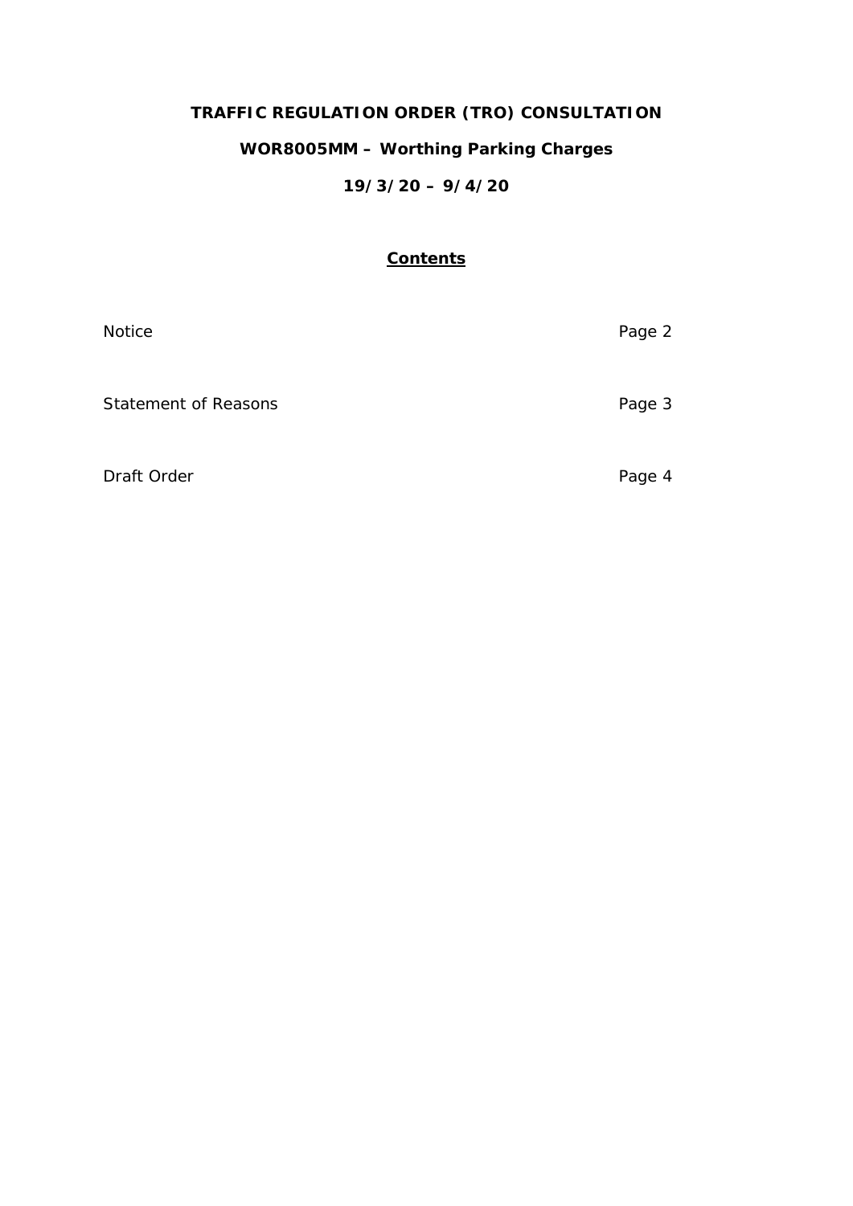**TRAFFIC REGULATION ORDER (TRO) CONSULTATION**

**WOR8005MM – Worthing Parking Charges**

**19/3/20 – 9/4/20**

**Contents**

| | |
|---|---|
| Notice | Page 2 |
| Statement of Reasons | Page 3 |
| Draft Order | Page 4 |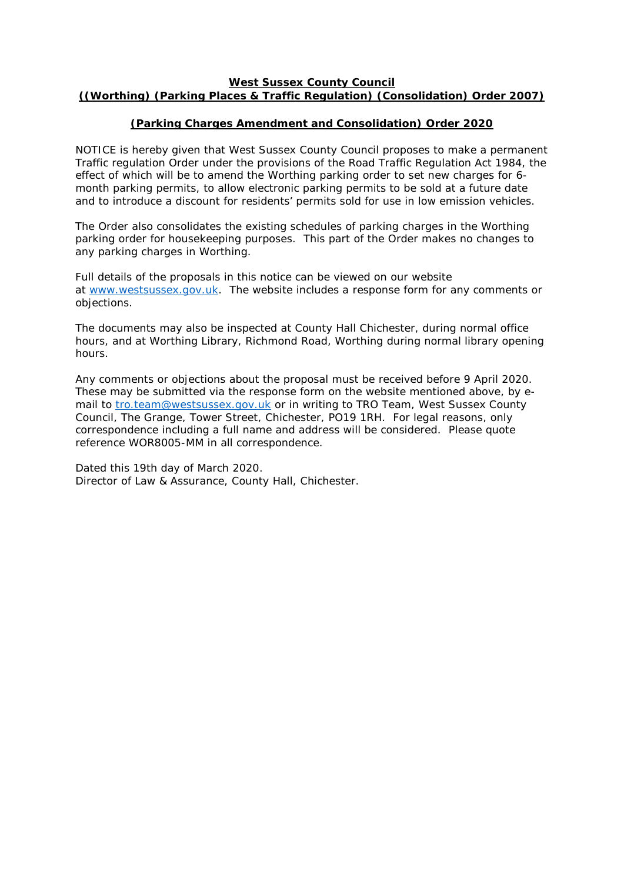**West Sussex County Council**
**((Worthing) (Parking Places & Traffic Regulation) (Consolidation) Order 2007)**

**(Parking Charges Amendment and Consolidation) Order 2020**

NOTICE is hereby given that West Sussex County Council proposes to make a permanent Traffic regulation Order under the provisions of the Road Traffic Regulation Act 1984, the effect of which will be to amend the Worthing parking order to set new charges for 6-month parking permits, to allow electronic parking permits to be sold at a future date and to introduce a discount for residents' permits sold for use in low emission vehicles.

The Order also consolidates the existing schedules of parking charges in the Worthing parking order for housekeeping purposes. This part of the Order makes no changes to any parking charges in Worthing.

Full details of the proposals in this notice can be viewed on our website at www.westsussex.gov.uk. The website includes a response form for any comments or objections.

The documents may also be inspected at County Hall Chichester, during normal office hours, and at Worthing Library, Richmond Road, Worthing during normal library opening hours.

Any comments or objections about the proposal must be received before 9 April 2020. These may be submitted via the response form on the website mentioned above, by e-mail to tro.team@westsussex.gov.uk or in writing to TRO Team, West Sussex County Council, The Grange, Tower Street, Chichester, PO19 1RH. For legal reasons, only correspondence including a full name and address will be considered. Please quote reference WOR8005-MM in all correspondence.

Dated this 19th day of March 2020.
Director of Law & Assurance, County Hall, Chichester.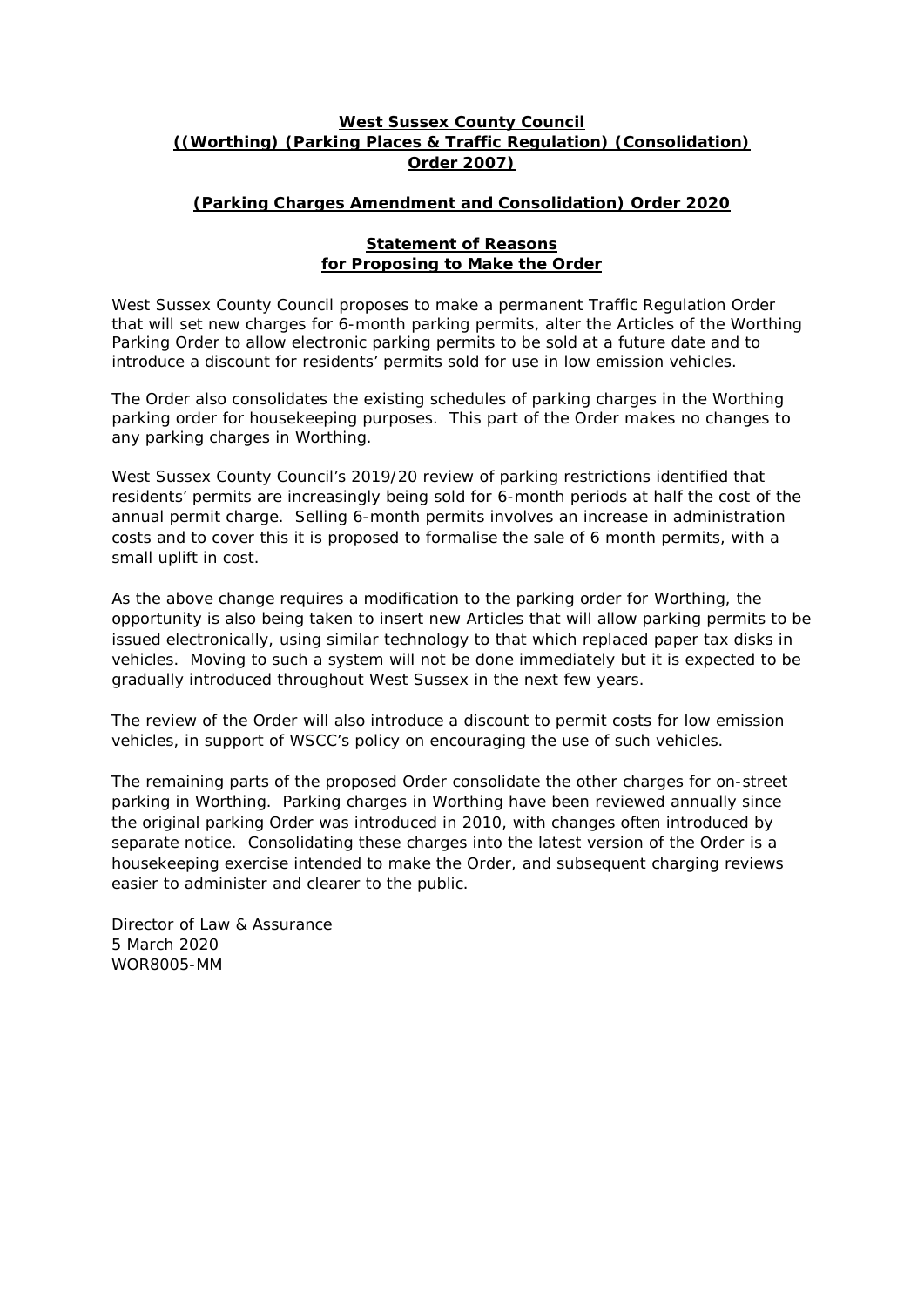**West Sussex County Council**
**((Worthing) (Parking Places & Traffic Regulation) (Consolidation) Order 2007)**

**(Parking Charges Amendment and Consolidation) Order 2020**

**Statement of Reasons**
**for Proposing to Make the Order**

West Sussex County Council proposes to make a permanent Traffic Regulation Order that will set new charges for 6-month parking permits, alter the Articles of the Worthing Parking Order to allow electronic parking permits to be sold at a future date and to introduce a discount for residents' permits sold for use in low emission vehicles.

The Order also consolidates the existing schedules of parking charges in the Worthing parking order for housekeeping purposes. This part of the Order makes no changes to any parking charges in Worthing.

West Sussex County Council's 2019/20 review of parking restrictions identified that residents' permits are increasingly being sold for 6-month periods at half the cost of the annual permit charge. Selling 6-month permits involves an increase in administration costs and to cover this it is proposed to formalise the sale of 6 month permits, with a small uplift in cost.

As the above change requires a modification to the parking order for Worthing, the opportunity is also being taken to insert new Articles that will allow parking permits to be issued electronically, using similar technology to that which replaced paper tax disks in vehicles. Moving to such a system will not be done immediately but it is expected to be gradually introduced throughout West Sussex in the next few years.

The review of the Order will also introduce a discount to permit costs for low emission vehicles, in support of WSCC's policy on encouraging the use of such vehicles.

The remaining parts of the proposed Order consolidate the other charges for on-street parking in Worthing. Parking charges in Worthing have been reviewed annually since the original parking Order was introduced in 2010, with changes often introduced by separate notice. Consolidating these charges into the latest version of the Order is a housekeeping exercise intended to make the Order, and subsequent charging reviews easier to administer and clearer to the public.

Director of Law & Assurance
5 March 2020
WOR8005-MM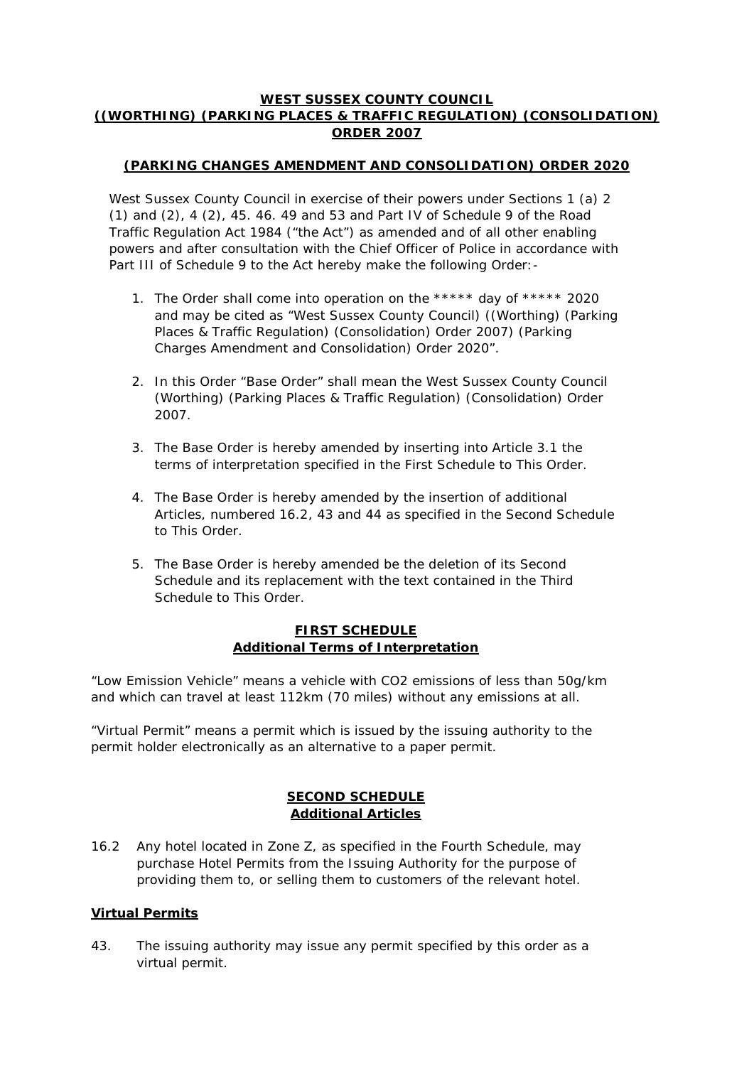**WEST SUSSEX COUNTY COUNCIL**
**((WORTHING) (PARKING PLACES & TRAFFIC REGULATION) (CONSOLIDATION) ORDER 2007**

**(PARKING CHANGES AMENDMENT AND CONSOLIDATION) ORDER 2020**

West Sussex County Council in exercise of their powers under Sections 1 (a) 2 (1) and (2), 4 (2), 45. 46. 49 and 53 and Part IV of Schedule 9 of the Road Traffic Regulation Act 1984 ("the Act") as amended and of all other enabling powers and after consultation with the Chief Officer of Police in accordance with Part III of Schedule 9 to the Act hereby make the following Order:-

1. The Order shall come into operation on the ***** day of ***** 2020 and may be cited as "West Sussex County Council) ((Worthing) (Parking Places & Traffic Regulation) (Consolidation) Order 2007) (Parking Charges Amendment and Consolidation) Order 2020".
2. In this Order "Base Order" shall mean the West Sussex County Council (Worthing) (Parking Places & Traffic Regulation) (Consolidation) Order 2007.
3. The Base Order is hereby amended by inserting into Article 3.1 the terms of interpretation specified in the First Schedule to This Order.
4. The Base Order is hereby amended by the insertion of additional Articles, numbered 16.2, 43 and 44 as specified in the Second Schedule to This Order.
5. The Base Order is hereby amended be the deletion of its Second Schedule and its replacement with the text contained in the Third Schedule to This Order.

**FIRST SCHEDULE**
**Additional Terms of Interpretation**

"Low Emission Vehicle" means a vehicle with $CO_2$ emissions of less than 50g/km and which can travel at least 112km (70 miles) without any emissions at all.

"Virtual Permit" means a permit which is issued by the issuing authority to the permit holder electronically as an alternative to a paper permit.

**SECOND SCHEDULE**
**Additional Articles**

16.2 Any hotel located in Zone Z, as specified in the Fourth Schedule, may purchase Hotel Permits from the Issuing Authority for the purpose of providing them to, or selling them to customers of the relevant hotel.

**Virtual Permits**

43. The issuing authority may issue any permit specified by this order as a virtual permit.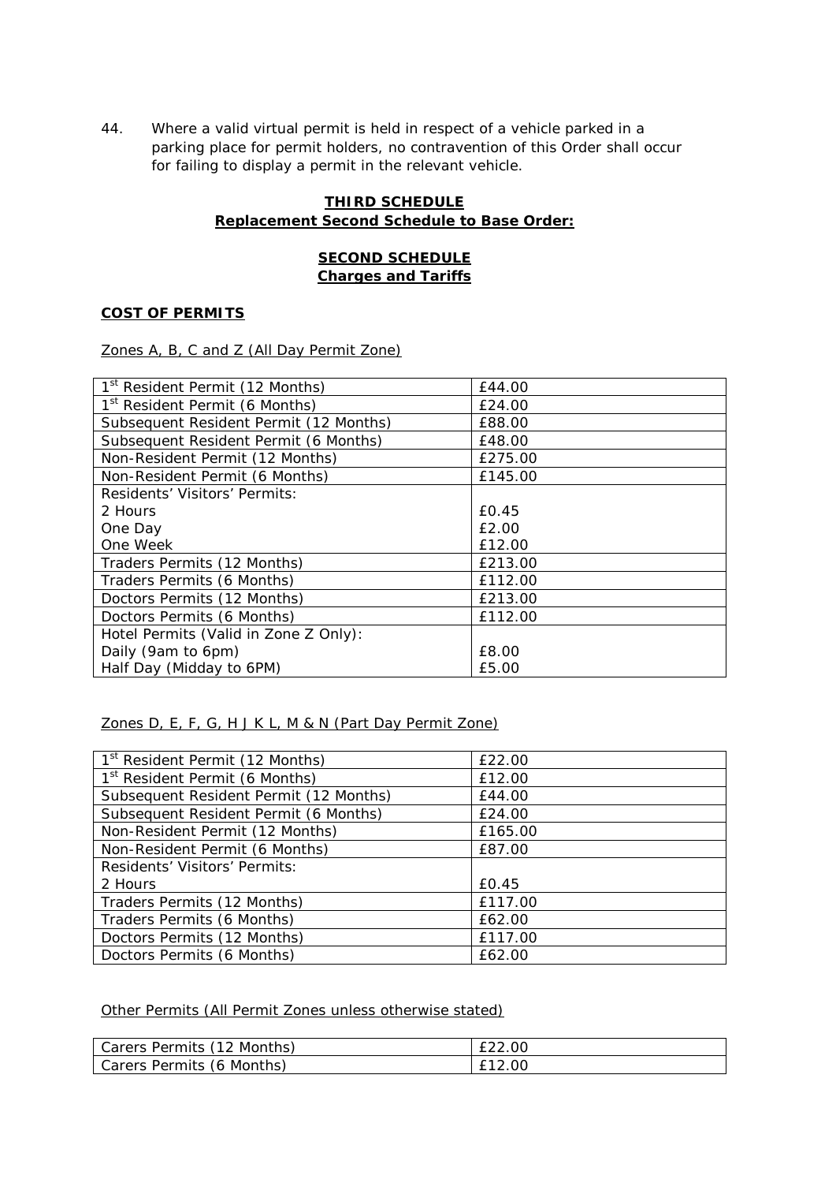44. Where a valid virtual permit is held in respect of a vehicle parked in a parking place for permit holders, no contravention of this Order shall occur for failing to display a permit in the relevant vehicle.

**THIRD SCHEDULE**
**Replacement Second Schedule to Base Order:**

**SECOND SCHEDULE**
**Charges and Tariffs**

**COST OF PERMITS**

Zones A, B, C and Z (All Day Permit Zone)

| | |
|---|---|
| 1st Resident Permit (12 Months) | £44.00 |
| 1st Resident Permit (6 Months) | £24.00 |
| Subsequent Resident Permit (12 Months) | £88.00 |
| Subsequent Resident Permit (6 Months) | £48.00 |
| Non-Resident Permit (12 Months) | £275.00 |
| Non-Resident Permit (6 Months) | £145.00 |
| Residents' Visitors' Permits:<br>2 Hours<br>One Day<br>One Week | <br>£0.45<br>£2.00<br>£12.00 |
| Traders Permits (12 Months) | £213.00 |
| Traders Permits (6 Months) | £112.00 |
| Doctors Permits (12 Months) | £213.00 |
| Doctors Permits (6 Months) | £112.00 |
| Hotel Permits (Valid in Zone Z Only):<br>Daily (9am to 6pm)<br>Half Day (Midday to 6PM) | <br>£8.00<br>£5.00 |

Zones D, E, F, G, H J K L, M & N (Part Day Permit Zone)

| | |
|---|---|
| 1st Resident Permit (12 Months) | £22.00 |
| 1st Resident Permit (6 Months) | £12.00 |
| Subsequent Resident Permit (12 Months) | £44.00 |
| Subsequent Resident Permit (6 Months) | £24.00 |
| Non-Resident Permit (12 Months) | £165.00 |
| Non-Resident Permit (6 Months) | £87.00 |
| Residents' Visitors' Permits:<br>2 Hours | <br>£0.45 |
| Traders Permits (12 Months) | £117.00 |
| Traders Permits (6 Months) | £62.00 |
| Doctors Permits (12 Months) | £117.00 |
| Doctors Permits (6 Months) | £62.00 |

Other Permits (All Permit Zones unless otherwise stated)

| | |
|---|---|
| Carers Permits (12 Months) | £22.00 |
| Carers Permits (6 Months) | £12.00 |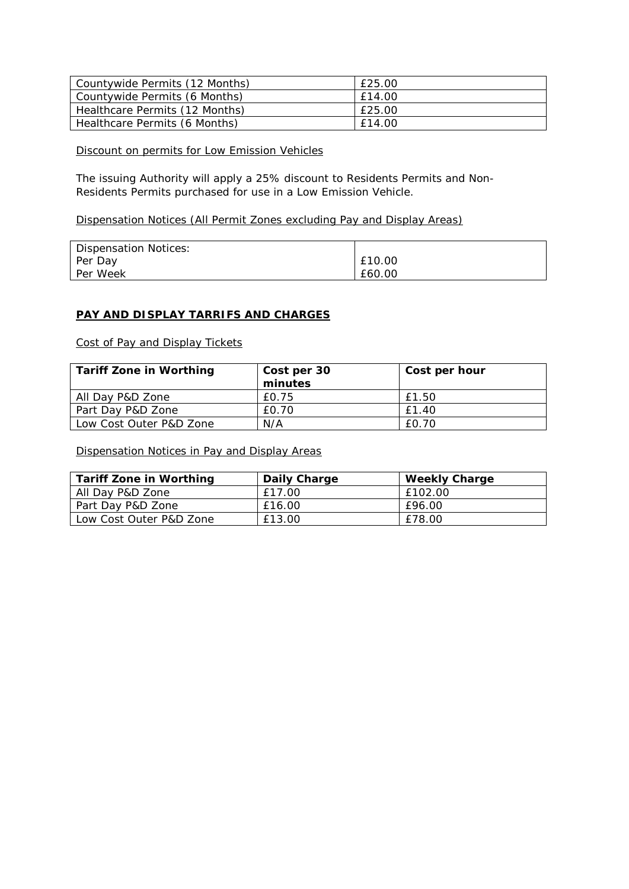| Countywide Permits (12 Months) | £25.00 |
|---|---|
| Countywide Permits (6 Months) | £14.00 |
| Healthcare Permits (12 Months) | £25.00 |
| Healthcare Permits (6 Months) | £14.00 |

Discount on permits for Low Emission Vehicles

The issuing Authority will apply a 25% discount to Residents Permits and Non-Residents Permits purchased for use in a Low Emission Vehicle.

Dispensation Notices (All Permit Zones excluding Pay and Display Areas)

| Dispensation Notices: | |
|---|---|
| Per Day | £10.00 |
| Per Week | £60.00 |

**PAY AND DISPLAY TARRIFS AND CHARGES**

Cost of Pay and Display Tickets

| Tariff Zone in Worthing | Cost per 30 minutes | Cost per hour |
|---|---|---|
| All Day P&D Zone | £0.75 | £1.50 |
| Part Day P&D Zone | £0.70 | £1.40 |
| Low Cost Outer P&D Zone | N/A | £0.70 |

Dispensation Notices in Pay and Display Areas

| Tariff Zone in Worthing | Daily Charge | Weekly Charge |
|---|---|---|
| All Day P&D Zone | £17.00 | £102.00 |
| Part Day P&D Zone | £16.00 | £96.00 |
| Low Cost Outer P&D Zone | £13.00 | £78.00 |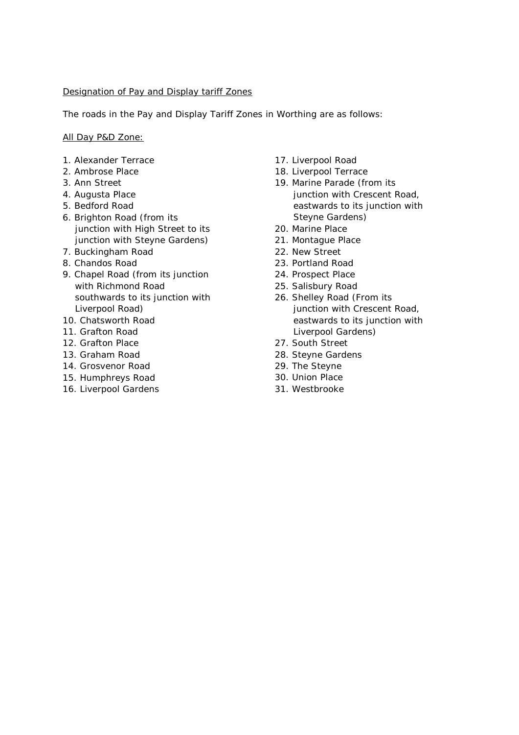Designation of Pay and Display tariff Zones

The roads in the Pay and Display Tariff Zones in Worthing are as follows:

All Day P&D Zone:

1. Alexander Terrace
2. Ambrose Place
3. Ann Street
4. Augusta Place
5. Bedford Road
6. Brighton Road (from its junction with High Street to its junction with Steyne Gardens)
7. Buckingham Road
8. Chandos Road
9. Chapel Road (from its junction with Richmond Road southwards to its junction with Liverpool Road)
10. Chatsworth Road
11. Grafton Road
12. Grafton Place
13. Graham Road
14. Grosvenor Road
15. Humphreys Road
16. Liverpool Gardens
17. Liverpool Road
18. Liverpool Terrace
19. Marine Parade (from its junction with Crescent Road, eastwards to its junction with Steyne Gardens)
20. Marine Place
21. Montague Place
22. New Street
23. Portland Road
24. Prospect Place
25. Salisbury Road
26. Shelley Road (From its junction with Crescent Road, eastwards to its junction with Liverpool Gardens)
27. South Street
28. Steyne Gardens
29. The Steyne
30. Union Place
31. Westbrooke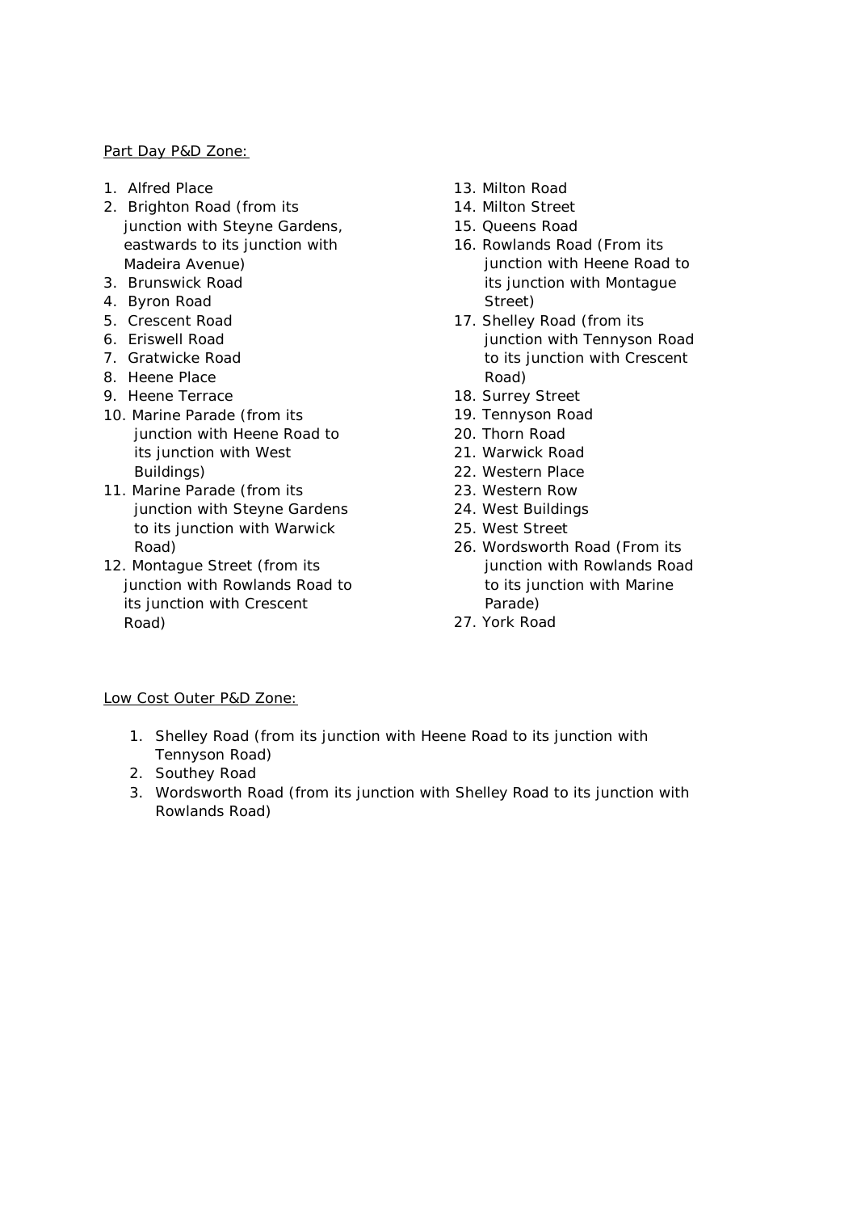Part Day P&D Zone:

1. Alfred Place
2. Brighton Road (from its junction with Steyne Gardens, eastwards to its junction with Madeira Avenue)
3. Brunswick Road
4. Byron Road
5. Crescent Road
6. Eriswell Road
7. Gratwicke Road
8. Heene Place
9. Heene Terrace
10. Marine Parade (from its junction with Heene Road to its junction with West Buildings)
11. Marine Parade (from its junction with Steyne Gardens to its junction with Warwick Road)
12. Montague Street (from its junction with Rowlands Road to its junction with Crescent Road)
13. Milton Road
14. Milton Street
15. Queens Road
16. Rowlands Road (From its junction with Heene Road to its junction with Montague Street)
17. Shelley Road (from its junction with Tennyson Road to its junction with Crescent Road)
18. Surrey Street
19. Tennyson Road
20. Thorn Road
21. Warwick Road
22. Western Place
23. Western Row
24. West Buildings
25. West Street
26. Wordsworth Road (From its junction with Rowlands Road to its junction with Marine Parade)
27. York Road

Low Cost Outer P&D Zone:

1. Shelley Road (from its junction with Heene Road to its junction with Tennyson Road)
2. Southey Road
3. Wordsworth Road (from its junction with Shelley Road to its junction with Rowlands Road)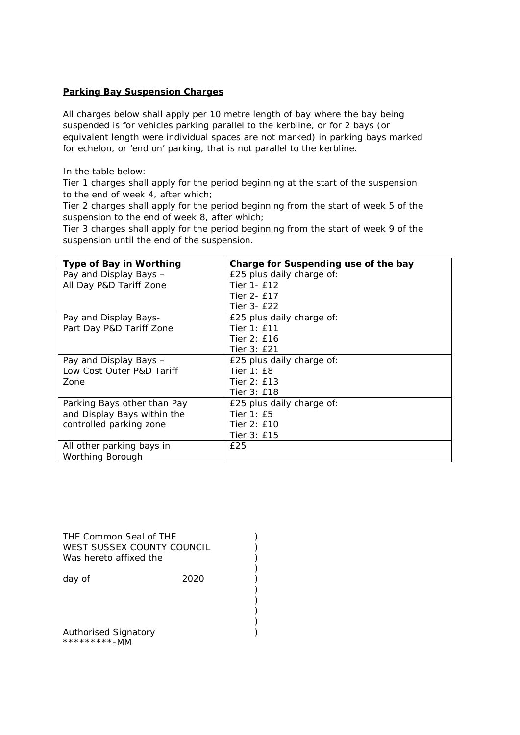**Parking Bay Suspension Charges**

All charges below shall apply per 10 metre length of bay where the bay being suspended is for vehicles parking parallel to the kerbline, or for 2 bays (or equivalent length were individual spaces are not marked) in parking bays marked for echelon, or 'end on' parking, that is not parallel to the kerbline.

In the table below:
Tier 1 charges shall apply for the period beginning at the start of the suspension to the end of week 4, after which;
Tier 2 charges shall apply for the period beginning from the start of week 5 of the suspension to the end of week 8, after which;
Tier 3 charges shall apply for the period beginning from the start of week 9 of the suspension until the end of the suspension.

| Type of Bay in Worthing | Charge for Suspending use of the bay |
|---|---|
| Pay and Display Bays – All Day P&D Tariff Zone | £25 plus daily charge of:<br>Tier 1- £12<br>Tier 2- £17<br>Tier 3- £22 |
| Pay and Display Bays- Part Day P&D Tariff Zone | £25 plus daily charge of:<br>Tier 1: £11<br>Tier 2: £16<br>Tier 3: £21 |
| Pay and Display Bays – Low Cost Outer P&D Tariff Zone | £25 plus daily charge of:<br>Tier 1: £8<br>Tier 2: £13<br>Tier 3: £18 |
| Parking Bays other than Pay and Display Bays within the controlled parking zone | £25 plus daily charge of:<br>Tier 1: £5<br>Tier 2: £10<br>Tier 3: £15 |
| All other parking bays in Worthing Borough | £25 |

THE Common Seal of THE )
WEST SUSSEX COUNTY COUNCIL )
Was hereto affixed the )

day of 2020 )

Authorised Signatory )
*********-MM